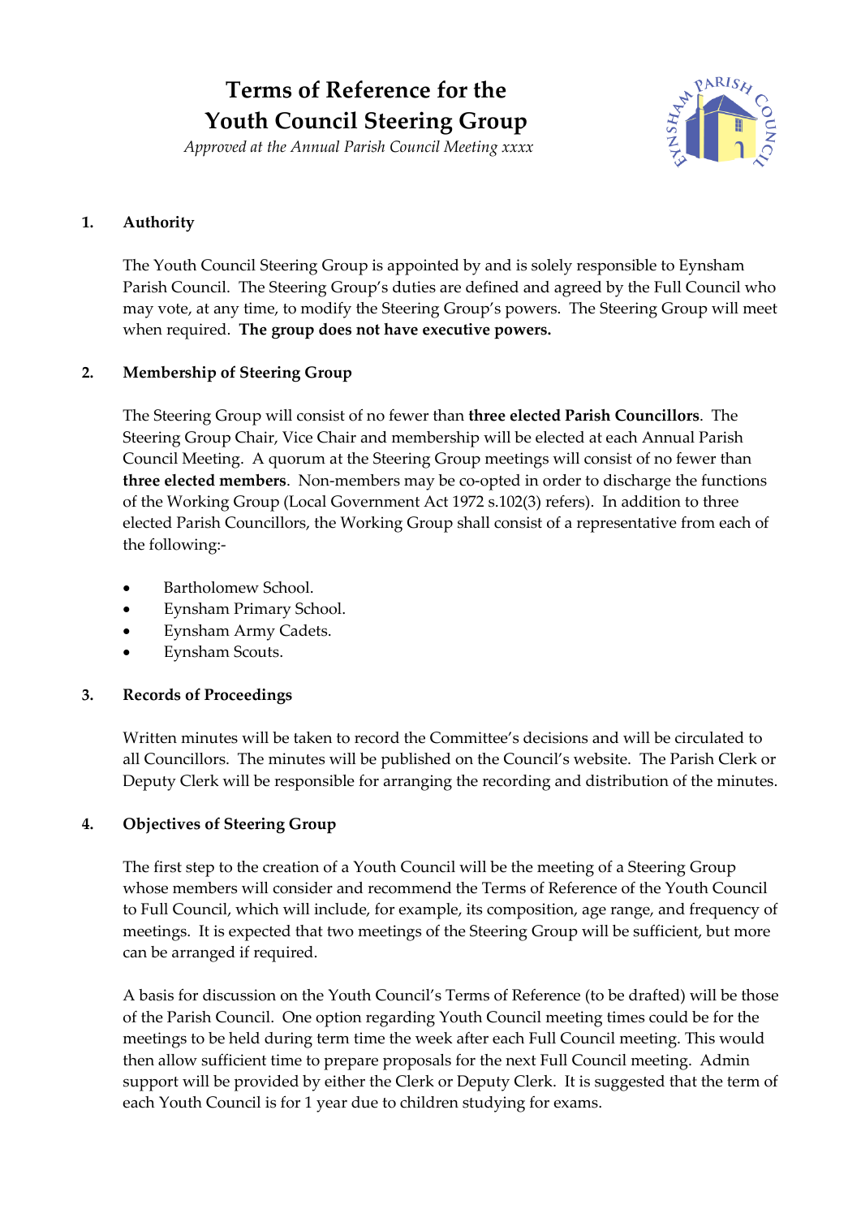# Terms of Reference for the Youth Council Steering Group

*Approved at the Annual Parish Council Meeting xxxx*

## 1. Authority

The Youth Council Steering Group is appointed by and is solely responsible to Eynsham Parish Council. The Steering Group's duties are defined and agreed by the Full Council who may vote, at any time, to modify the Steering Group's powers. The Steering Group will meet when required. **The group does not have executive powers.**

## 2. Membership of Steering Group

The Steering Group will consist of no fewer than **three elected Parish Councillors**. The Steering Group Chair, Vice Chair and membership will be elected at each Annual Parish Council Meeting. A quorum at the Steering Group meetings will consist of no fewer than **three elected members**. Non-members may be co-opted in order to discharge the functions of the Working Group (Local Government Act 1972 s.102(3) refers). In addition to three elected Parish Councillors, the Working Group shall consist of a representative from each of the following:-

- Bartholomew School.
- Eynsham Primary School.
- Eynsham Army Cadets.
- Eynsham Scouts.

## 3. Records of Proceedings

Written minutes will be taken to record the Committee's decisions and will be circulated to all Councillors. The minutes will be published on the Council's website. The Parish Clerk or Deputy Clerk will be responsible for arranging the recording and distribution of the minutes.

## 4. Objectives of Steering Group

The first step to the creation of a Youth Council will be the meeting of a Steering Group whose members will consider and recommend the Terms of Reference of the Youth Council to Full Council, which will include, for example, its composition, age range, and frequency of meetings. It is expected that two meetings of the Steering Group will be sufficient, but more can be arranged if required.

A basis for discussion on the Youth Council's Terms of Reference (to be drafted) will be those of the Parish Council. One option regarding Youth Council meeting times could be for the meetings to be held during term time the week after each Full Council meeting. This would then allow sufficient time to prepare proposals for the next Full Council meeting. Admin support will be provided by either the Clerk or Deputy Clerk. It is suggested that the term of each Youth Council is for 1 year due to children studying for exams.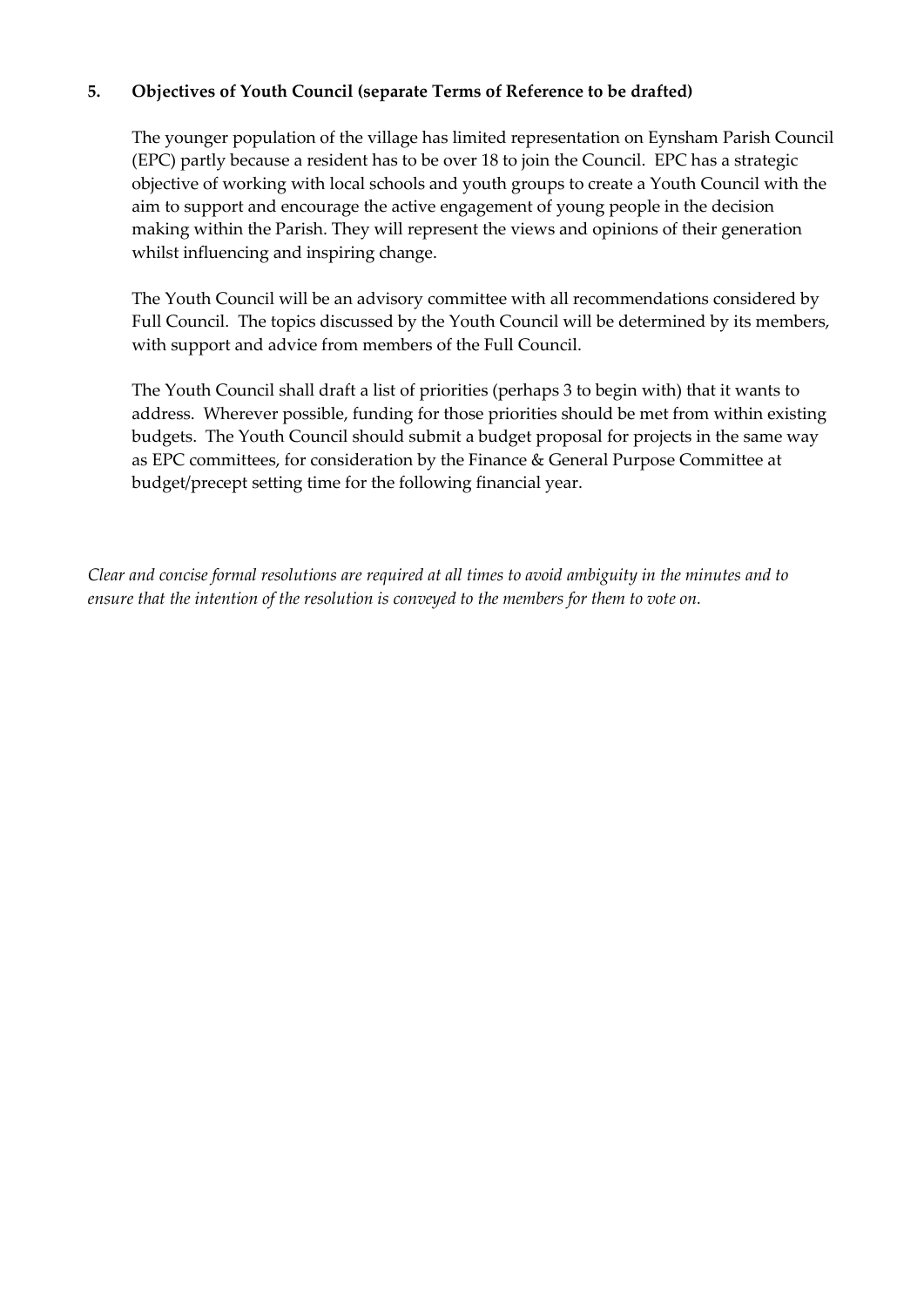**5. Objectives of Youth Council (separate Terms of Reference to be drafted)**

The younger population of the village has limited representation on Eynsham Parish Council (EPC) partly because a resident has to be over 18 to join the Council. EPC has a strategic objective of working with local schools and youth groups to create a Youth Council with the aim to support and encourage the active engagement of young people in the decision making within the Parish. They will represent the views and opinions of their generation whilst influencing and inspiring change.

The Youth Council will be an advisory committee with all recommendations considered by Full Council. The topics discussed by the Youth Council will be determined by its members, with support and advice from members of the Full Council.

The Youth Council shall draft a list of priorities (perhaps 3 to begin with) that it wants to address. Wherever possible, funding for those priorities should be met from within existing budgets. The Youth Council should submit a budget proposal for projects in the same way as EPC committees, for consideration by the Finance & General Purpose Committee at budget/precept setting time for the following financial year.

*Clear and concise formal resolutions are required at all times to avoid ambiguity in the minutes and to ensure that the intention of the resolution is conveyed to the members for them to vote on.*